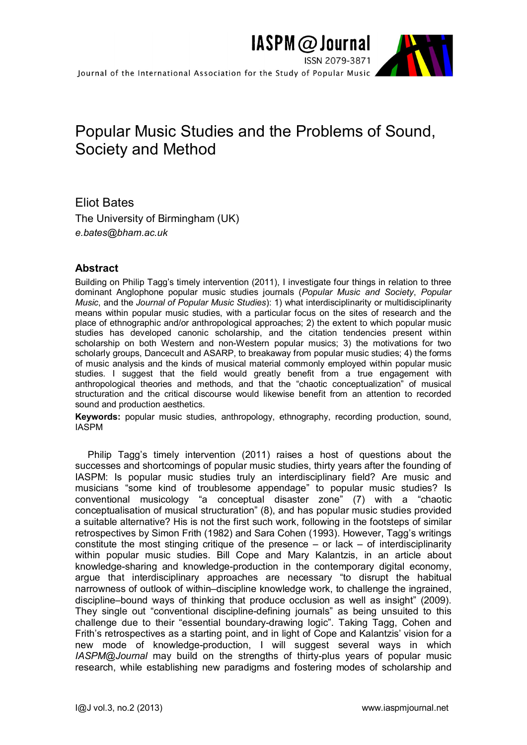# Popular Music Studies and the Problems of Sound, Society and Method

Eliot Bates

The University of Birmingham (UK)

*e.bates@bham.ac.uk*

## Abstract

Building on Philip Tagg's timely intervention (2011), I investigate four things in relation to three dominant Anglophone popular music studies journals (*Popular Music and Society*, *Popular Music*, and the *Journal of Popular Music Studies*): 1) what interdisciplinarity or multidisciplinarity means within popular music studies, with a particular focus on the sites of research and the place of ethnographic and/or anthropological approaches; 2) the extent to which popular music studies has developed canonic scholarship, and the citation tendencies present within scholarship on both Western and non-Western popular musics; 3) the motivations for two scholarly groups, Dancecult and ASARP, to breakaway from popular music studies; 4) the forms of music analysis and the kinds of musical material commonly employed within popular music studies. I suggest that the field would greatly benefit from a true engagement with anthropological theories and methods, and that the "chaotic conceptualization" of musical structuration and the critical discourse would likewise benefit from an attention to recorded sound and production aesthetics.

**Keywords:** popular music studies, anthropology, ethnography, recording production, sound, IASPM

Philip Tagg's timely intervention (2011) raises a host of questions about the successes and shortcomings of popular music studies, thirty years after the founding of IASPM: Is popular music studies truly an interdisciplinary field? Are music and musicians "some kind of troublesome appendage" to popular music studies? Is conventional musicology "a conceptual disaster zone" (7) with a "chaotic conceptualisation of musical structuration" (8), and has popular music studies provided a suitable alternative? His is not the first such work, following in the footsteps of similar retrospectives by Simon Frith (1982) and Sara Cohen (1993). However, Tagg's writings constitute the most stinging critique of the presence – or lack – of interdisciplinarity within popular music studies. Bill Cope and Mary Kalantzis, in an article about knowledge-sharing and knowledge-production in the contemporary digital economy, argue that interdisciplinary approaches are necessary "to disrupt the habitual narrowness of outlook of within–discipline knowledge work, to challenge the ingrained, discipline–bound ways of thinking that produce occlusion as well as insight" (2009). They single out "conventional discipline-defining journals" as being unsuited to this challenge due to their "essential boundary-drawing logic". Taking Tagg, Cohen and Frith's retrospectives as a starting point, and in light of Cope and Kalantzis' vision for a new mode of knowledge-production, I will suggest several ways in which *IASPM@Journal* may build on the strengths of thirty-plus years of popular music research, while establishing new paradigms and fostering modes of scholarship and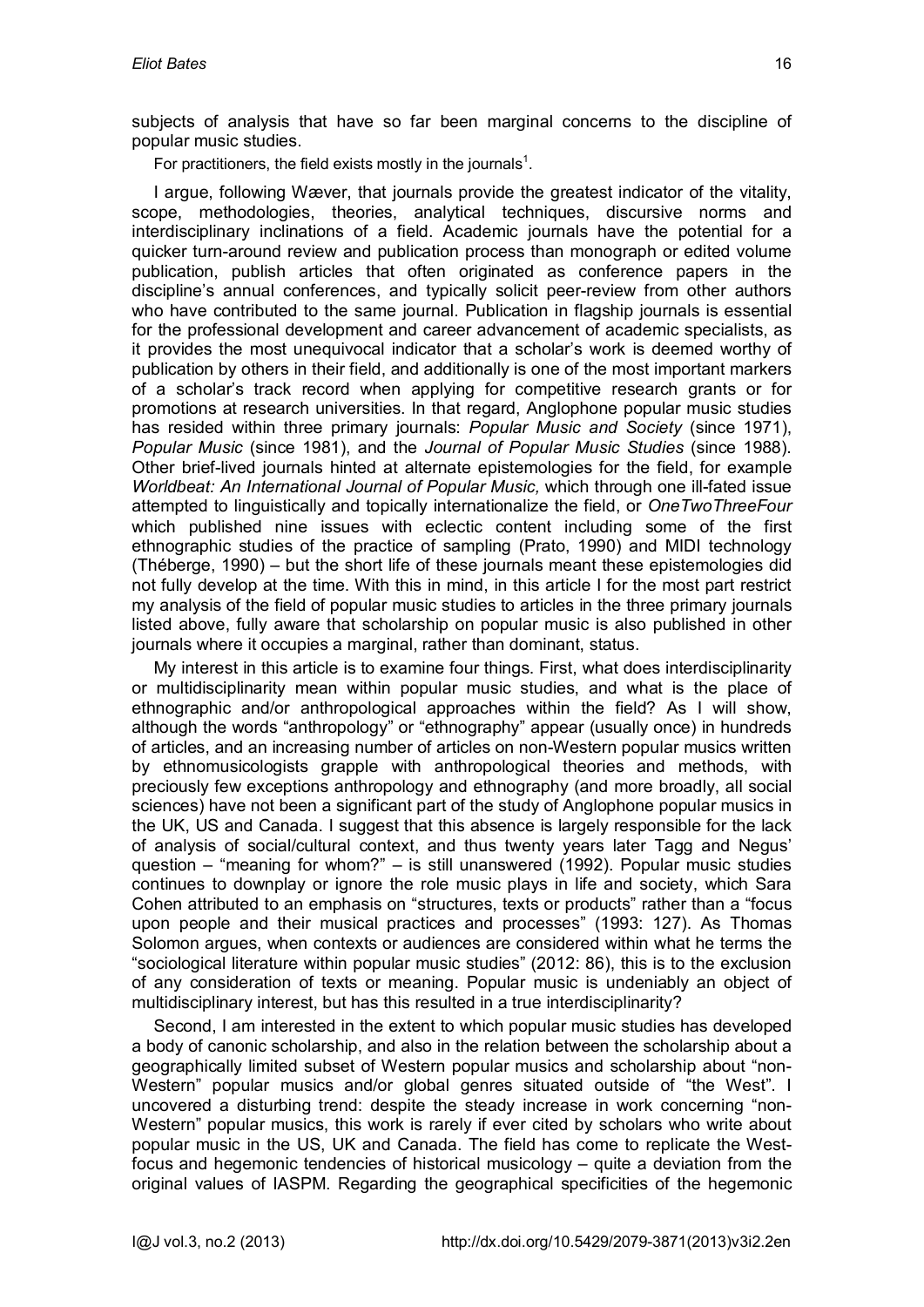subjects of analysis that have so far been marginal concerns to the discipline of popular music studies.

For practitioners, the field exists mostly in the journals[1].

I argue, following Wæver, that journals provide the greatest indicator of the vitality, scope, methodologies, theories, analytical techniques, discursive norms and interdisciplinary inclinations of a field. Academic journals have the potential for a quicker turn-around review and publication process than monograph or edited volume publication, publish articles that often originated as conference papers in the discipline's annual conferences, and typically solicit peer-review from other authors who have contributed to the same journal. Publication in flagship journals is essential for the professional development and career advancement of academic specialists, as it provides the most unequivocal indicator that a scholar's work is deemed worthy of publication by others in their field, and additionally is one of the most important markers of a scholar's track record when applying for competitive research grants or for promotions at research universities. In that regard, Anglophone popular music studies has resided within three primary journals: *Popular Music and Society* (since 1971), *Popular Music* (since 1981), and the *Journal of Popular Music Studies* (since 1988). Other brief-lived journals hinted at alternate epistemologies for the field, for example *Worldbeat: An International Journal of Popular Music,* which through one ill-fated issue attempted to linguistically and topically internationalize the field, or *OneTwoThreeFour* which published nine issues with eclectic content including some of the first ethnographic studies of the practice of sampling (Prato, 1990) and MIDI technology (Théberge, 1990) – but the short life of these journals meant these epistemologies did not fully develop at the time. With this in mind, in this article I for the most part restrict my analysis of the field of popular music studies to articles in the three primary journals listed above, fully aware that scholarship on popular music is also published in other journals where it occupies a marginal, rather than dominant, status.

My interest in this article is to examine four things. First, what does interdisciplinarity or multidisciplinarity mean within popular music studies, and what is the place of ethnographic and/or anthropological approaches within the field? As I will show, although the words "anthropology" or "ethnography" appear (usually once) in hundreds of articles, and an increasing number of articles on non-Western popular musics written by ethnomusicologists grapple with anthropological theories and methods, with preciously few exceptions anthropology and ethnography (and more broadly, all social sciences) have not been a significant part of the study of Anglophone popular musics in the UK, US and Canada. I suggest that this absence is largely responsible for the lack of analysis of social/cultural context, and thus twenty years later Tagg and Negus' question – "meaning for whom?" – is still unanswered (1992). Popular music studies continues to downplay or ignore the role music plays in life and society, which Sara Cohen attributed to an emphasis on "structures, texts or products" rather than a "focus upon people and their musical practices and processes" (1993: 127). As Thomas Solomon argues, when contexts or audiences are considered within what he terms the "sociological literature within popular music studies" (2012: 86), this is to the exclusion of any consideration of texts or meaning. Popular music is undeniably an object of multidisciplinary interest, but has this resulted in a true interdisciplinarity?

Second, I am interested in the extent to which popular music studies has developed a body of canonic scholarship, and also in the relation between the scholarship about a geographically limited subset of Western popular musics and scholarship about "non-Western" popular musics and/or global genres situated outside of "the West". I uncovered a disturbing trend: despite the steady increase in work concerning "non-Western" popular musics, this work is rarely if ever cited by scholars who write about popular music in the US, UK and Canada. The field has come to replicate the West-focus and hegemonic tendencies of historical musicology – quite a deviation from the original values of IASPM. Regarding the geographical specificities of the hegemonic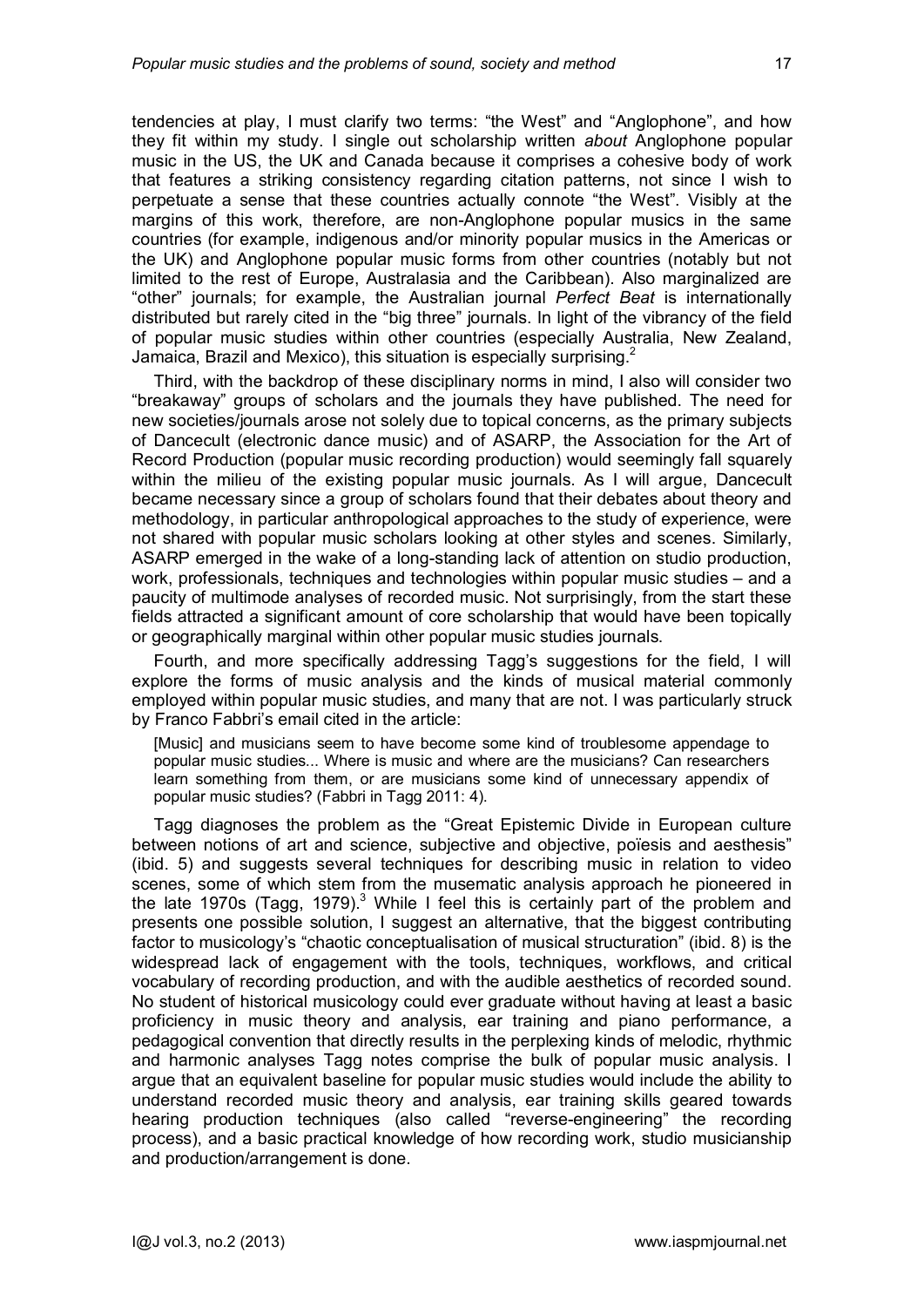tendencies at play, I must clarify two terms: "the West" and "Anglophone", and how they fit within my study. I single out scholarship written *about* Anglophone popular music in the US, the UK and Canada because it comprises a cohesive body of work that features a striking consistency regarding citation patterns, not since I wish to perpetuate a sense that these countries actually connote "the West". Visibly at the margins of this work, therefore, are non-Anglophone popular musics in the same countries (for example, indigenous and/or minority popular musics in the Americas or the UK) and Anglophone popular music forms from other countries (notably but not limited to the rest of Europe, Australasia and the Caribbean). Also marginalized are "other" journals; for example, the Australian journal *Perfect Beat* is internationally distributed but rarely cited in the "big three" journals. In light of the vibrancy of the field of popular music studies within other countries (especially Australia, New Zealand, Jamaica, Brazil and Mexico), this situation is especially surprising.[2]

Third, with the backdrop of these disciplinary norms in mind, I also will consider two "breakaway" groups of scholars and the journals they have published. The need for new societies/journals arose not solely due to topical concerns, as the primary subjects of Dancecult (electronic dance music) and of ASARP, the Association for the Art of Record Production (popular music recording production) would seemingly fall squarely within the milieu of the existing popular music journals. As I will argue, Dancecult became necessary since a group of scholars found that their debates about theory and methodology, in particular anthropological approaches to the study of experience, were not shared with popular music scholars looking at other styles and scenes. Similarly, ASARP emerged in the wake of a long-standing lack of attention on studio production, work, professionals, techniques and technologies within popular music studies – and a paucity of multimode analyses of recorded music. Not surprisingly, from the start these fields attracted a significant amount of core scholarship that would have been topically or geographically marginal within other popular music studies journals.

Fourth, and more specifically addressing Tagg's suggestions for the field, I will explore the forms of music analysis and the kinds of musical material commonly employed within popular music studies, and many that are not. I was particularly struck by Franco Fabbri's email cited in the article:

> [Music] and musicians seem to have become some kind of troublesome appendage to popular music studies... Where is music and where are the musicians? Can researchers learn something from them, or are musicians some kind of unnecessary appendix of popular music studies? (Fabbri in Tagg 2011: 4).

Tagg diagnoses the problem as the "Great Epistemic Divide in European culture between notions of art and science, subjective and objective, poïesis and aesthesis" (ibid. 5) and suggests several techniques for describing music in relation to video scenes, some of which stem from the musematic analysis approach he pioneered in the late 1970s (Tagg, 1979).[3] While I feel this is certainly part of the problem and presents one possible solution, I suggest an alternative, that the biggest contributing factor to musicology's "chaotic conceptualisation of musical structuration" (ibid. 8) is the widespread lack of engagement with the tools, techniques, workflows, and critical vocabulary of recording production, and with the audible aesthetics of recorded sound. No student of historical musicology could ever graduate without having at least a basic proficiency in music theory and analysis, ear training and piano performance, a pedagogical convention that directly results in the perplexing kinds of melodic, rhythmic and harmonic analyses Tagg notes comprise the bulk of popular music analysis. I argue that an equivalent baseline for popular music studies would include the ability to understand recorded music theory and analysis, ear training skills geared towards hearing production techniques (also called "reverse-engineering" the recording process), and a basic practical knowledge of how recording work, studio musicianship and production/arrangement is done.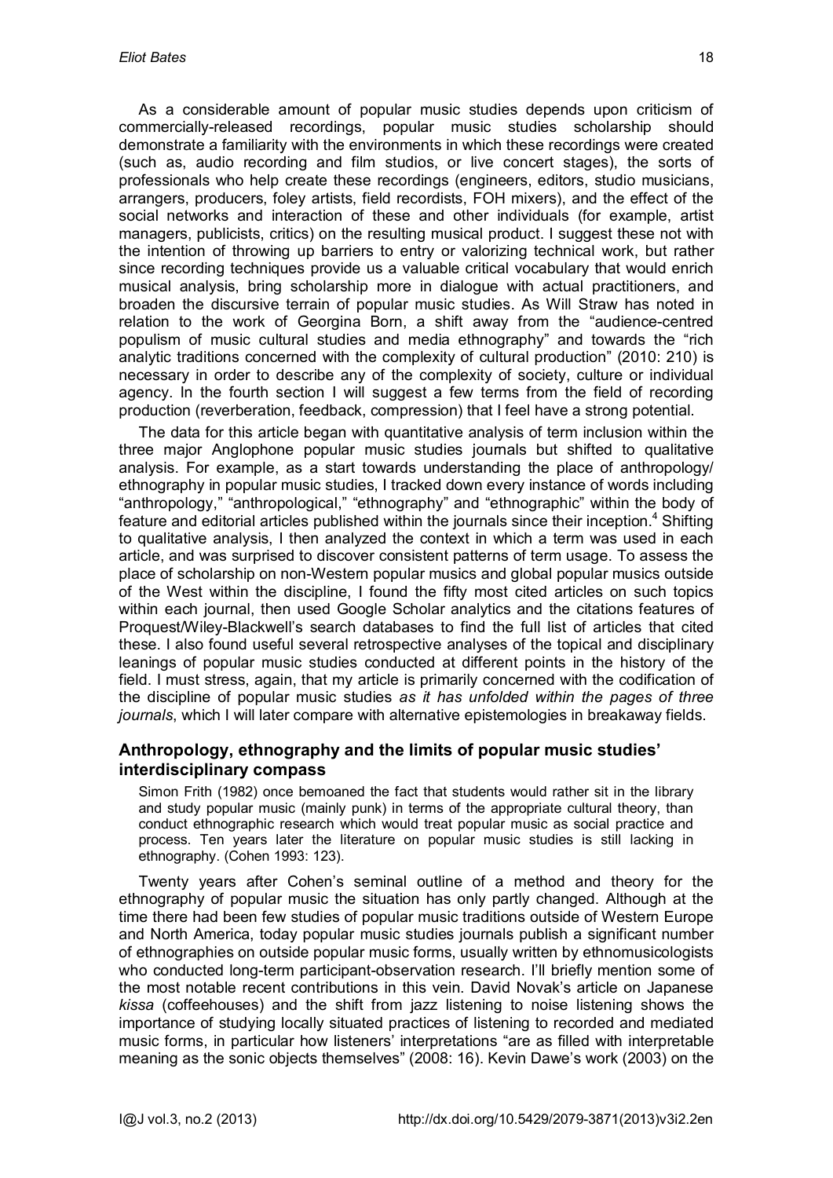As a considerable amount of popular music studies depends upon criticism of commercially-released recordings, popular music studies scholarship should demonstrate a familiarity with the environments in which these recordings were created (such as, audio recording and film studios, or live concert stages), the sorts of professionals who help create these recordings (engineers, editors, studio musicians, arrangers, producers, foley artists, field recordists, FOH mixers), and the effect of the social networks and interaction of these and other individuals (for example, artist managers, publicists, critics) on the resulting musical product. I suggest these not with the intention of throwing up barriers to entry or valorizing technical work, but rather since recording techniques provide us a valuable critical vocabulary that would enrich musical analysis, bring scholarship more in dialogue with actual practitioners, and broaden the discursive terrain of popular music studies. As Will Straw has noted in relation to the work of Georgina Born, a shift away from the "audience-centred populism of music cultural studies and media ethnography" and towards the "rich analytic traditions concerned with the complexity of cultural production" (2010: 210) is necessary in order to describe any of the complexity of society, culture or individual agency. In the fourth section I will suggest a few terms from the field of recording production (reverberation, feedback, compression) that I feel have a strong potential.

The data for this article began with quantitative analysis of term inclusion within the three major Anglophone popular music studies journals but shifted to qualitative analysis. For example, as a start towards understanding the place of anthropology/ethnography in popular music studies, I tracked down every instance of words including "anthropology," "anthropological," "ethnography" and "ethnographic" within the body of feature and editorial articles published within the journals since their inception.[4] Shifting to qualitative analysis, I then analyzed the context in which a term was used in each article, and was surprised to discover consistent patterns of term usage. To assess the place of scholarship on non-Western popular musics and global popular musics outside of the West within the discipline, I found the fifty most cited articles on such topics within each journal, then used Google Scholar analytics and the citations features of Proquest/Wiley-Blackwell's search databases to find the full list of articles that cited these. I also found useful several retrospective analyses of the topical and disciplinary leanings of popular music studies conducted at different points in the history of the field. I must stress, again, that my article is primarily concerned with the codification of the discipline of popular music studies *as it has unfolded within the pages of three journals*, which I will later compare with alternative epistemologies in breakaway fields.

## Anthropology, ethnography and the limits of popular music studies' interdisciplinary compass

> Simon Frith (1982) once bemoaned the fact that students would rather sit in the library and study popular music (mainly punk) in terms of the appropriate cultural theory, than conduct ethnographic research which would treat popular music as social practice and process. Ten years later the literature on popular music studies is still lacking in ethnography. (Cohen 1993: 123).

Twenty years after Cohen's seminal outline of a method and theory for the ethnography of popular music the situation has only partly changed. Although at the time there had been few studies of popular music traditions outside of Western Europe and North America, today popular music studies journals publish a significant number of ethnographies on outside popular music forms, usually written by ethnomusicologists who conducted long-term participant-observation research. I'll briefly mention some of the most notable recent contributions in this vein. David Novak's article on Japanese *kissa* (coffeehouses) and the shift from jazz listening to noise listening shows the importance of studying locally situated practices of listening to recorded and mediated music forms, in particular how listeners' interpretations "are as filled with interpretable meaning as the sonic objects themselves" (2008: 16). Kevin Dawe's work (2003) on the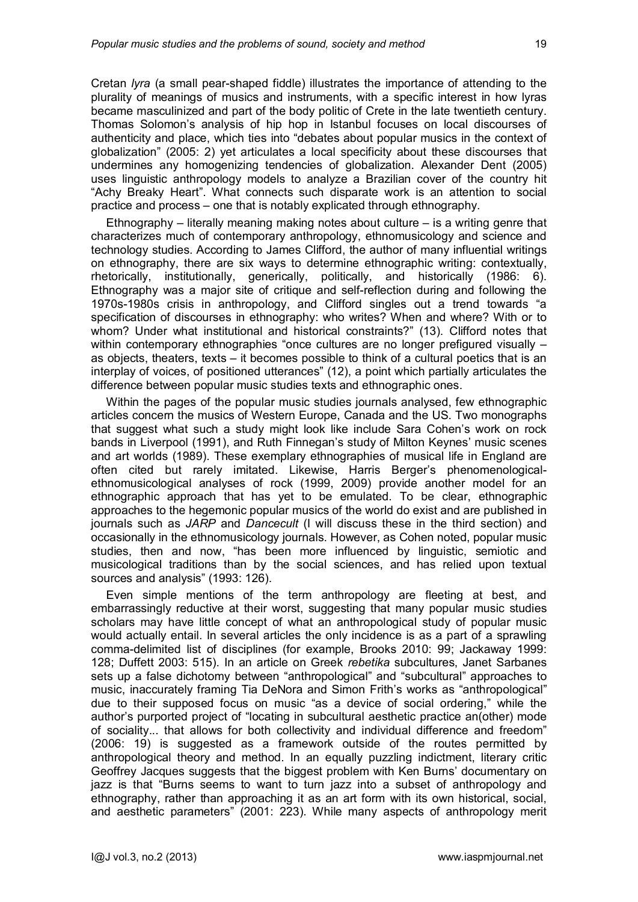Cretan *lyra* (a small pear-shaped fiddle) illustrates the importance of attending to the plurality of meanings of musics and instruments, with a specific interest in how lyras became masculinized and part of the body politic of Crete in the late twentieth century. Thomas Solomon's analysis of hip hop in Istanbul focuses on local discourses of authenticity and place, which ties into "debates about popular musics in the context of globalization" (2005: 2) yet articulates a local specificity about these discourses that undermines any homogenizing tendencies of globalization. Alexander Dent (2005) uses linguistic anthropology models to analyze a Brazilian cover of the country hit "Achy Breaky Heart". What connects such disparate work is an attention to social practice and process – one that is notably explicated through ethnography.

Ethnography – literally meaning making notes about culture – is a writing genre that characterizes much of contemporary anthropology, ethnomusicology and science and technology studies. According to James Clifford, the author of many influential writings on ethnography, there are six ways to determine ethnographic writing: contextually, rhetorically, institutionally, generically, politically, and historically (1986: 6). Ethnography was a major site of critique and self-reflection during and following the 1970s-1980s crisis in anthropology, and Clifford singles out a trend towards "a specification of discourses in ethnography: who writes? When and where? With or to whom? Under what institutional and historical constraints?" (13). Clifford notes that within contemporary ethnographies "once cultures are no longer prefigured visually – as objects, theaters, texts – it becomes possible to think of a cultural poetics that is an interplay of voices, of positioned utterances" (12), a point which partially articulates the difference between popular music studies texts and ethnographic ones.

Within the pages of the popular music studies journals analysed, few ethnographic articles concern the musics of Western Europe, Canada and the US. Two monographs that suggest what such a study might look like include Sara Cohen's work on rock bands in Liverpool (1991), and Ruth Finnegan's study of Milton Keynes' music scenes and art worlds (1989). These exemplary ethnographies of musical life in England are often cited but rarely imitated. Likewise, Harris Berger's phenomenological-ethnomusicological analyses of rock (1999, 2009) provide another model for an ethnographic approach that has yet to be emulated. To be clear, ethnographic approaches to the hegemonic popular musics of the world do exist and are published in journals such as *JARP* and *Dancecult* (I will discuss these in the third section) and occasionally in the ethnomusicology journals. However, as Cohen noted, popular music studies, then and now, "has been more influenced by linguistic, semiotic and musicological traditions than by the social sciences, and has relied upon textual sources and analysis" (1993: 126).

Even simple mentions of the term anthropology are fleeting at best, and embarrassingly reductive at their worst, suggesting that many popular music studies scholars may have little concept of what an anthropological study of popular music would actually entail. In several articles the only incidence is as a part of a sprawling comma-delimited list of disciplines (for example, Brooks 2010: 99; Jackaway 1999: 128; Duffett 2003: 515). In an article on Greek *rebetika* subcultures, Janet Sarbanes sets up a false dichotomy between "anthropological" and "subcultural" approaches to music, inaccurately framing Tia DeNora and Simon Frith's works as "anthropological" due to their supposed focus on music "as a device of social ordering," while the author's purported project of "locating in subcultural aesthetic practice an(other) mode of sociality... that allows for both collectivity and individual difference and freedom" (2006: 19) is suggested as a framework outside of the routes permitted by anthropological theory and method. In an equally puzzling indictment, literary critic Geoffrey Jacques suggests that the biggest problem with Ken Burns' documentary on jazz is that "Burns seems to want to turn jazz into a subset of anthropology and ethnography, rather than approaching it as an art form with its own historical, social, and aesthetic parameters" (2001: 223). While many aspects of anthropology merit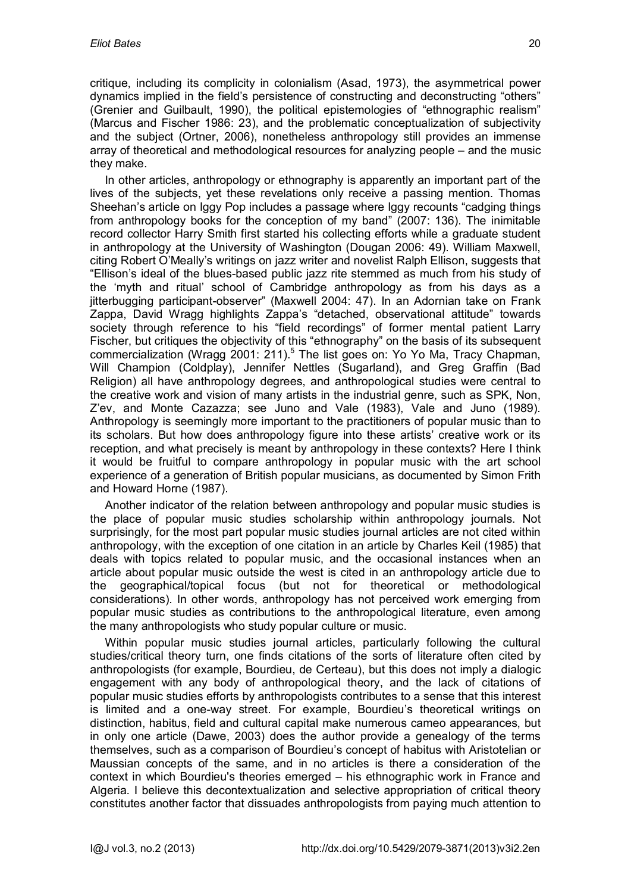critique, including its complicity in colonialism (Asad, 1973), the asymmetrical power dynamics implied in the field's persistence of constructing and deconstructing "others" (Grenier and Guilbault, 1990), the political epistemologies of "ethnographic realism" (Marcus and Fischer 1986: 23), and the problematic conceptualization of subjectivity and the subject (Ortner, 2006), nonetheless anthropology still provides an immense array of theoretical and methodological resources for analyzing people – and the music they make.

In other articles, anthropology or ethnography is apparently an important part of the lives of the subjects, yet these revelations only receive a passing mention. Thomas Sheehan's article on Iggy Pop includes a passage where Iggy recounts "cadging things from anthropology books for the conception of my band" (2007: 136). The inimitable record collector Harry Smith first started his collecting efforts while a graduate student in anthropology at the University of Washington (Dougan 2006: 49). William Maxwell, citing Robert O'Meally's writings on jazz writer and novelist Ralph Ellison, suggests that "Ellison's ideal of the blues-based public jazz rite stemmed as much from his study of the 'myth and ritual' school of Cambridge anthropology as from his days as a jitterbugging participant-observer" (Maxwell 2004: 47). In an Adornian take on Frank Zappa, David Wragg highlights Zappa's "detached, observational attitude" towards society through reference to his "field recordings" of former mental patient Larry Fischer, but critiques the objectivity of this "ethnography" on the basis of its subsequent commercialization (Wragg 2001: 211).[5] The list goes on: Yo Yo Ma, Tracy Chapman, Will Champion (Coldplay), Jennifer Nettles (Sugarland), and Greg Graffin (Bad Religion) all have anthropology degrees, and anthropological studies were central to the creative work and vision of many artists in the industrial genre, such as SPK, Non, Z'ev, and Monte Cazazza; see Juno and Vale (1983), Vale and Juno (1989). Anthropology is seemingly more important to the practitioners of popular music than to its scholars. But how does anthropology figure into these artists' creative work or its reception, and what precisely is meant by anthropology in these contexts? Here I think it would be fruitful to compare anthropology in popular music with the art school experience of a generation of British popular musicians, as documented by Simon Frith and Howard Horne (1987).

Another indicator of the relation between anthropology and popular music studies is the place of popular music studies scholarship within anthropology journals. Not surprisingly, for the most part popular music studies journal articles are not cited within anthropology, with the exception of one citation in an article by Charles Keil (1985) that deals with topics related to popular music, and the occasional instances when an article about popular music outside the west is cited in an anthropology article due to the geographical/topical focus (but not for theoretical or methodological considerations). In other words, anthropology has not perceived work emerging from popular music studies as contributions to the anthropological literature, even among the many anthropologists who study popular culture or music.

Within popular music studies journal articles, particularly following the cultural studies/critical theory turn, one finds citations of the sorts of literature often cited by anthropologists (for example, Bourdieu, de Certeau), but this does not imply a dialogic engagement with any body of anthropological theory, and the lack of citations of popular music studies efforts by anthropologists contributes to a sense that this interest is limited and a one-way street. For example, Bourdieu's theoretical writings on distinction, habitus, field and cultural capital make numerous cameo appearances, but in only one article (Dawe, 2003) does the author provide a genealogy of the terms themselves, such as a comparison of Bourdieu's concept of habitus with Aristotelian or Maussian concepts of the same, and in no articles is there a consideration of the context in which Bourdieu's theories emerged – his ethnographic work in France and Algeria. I believe this decontextualization and selective appropriation of critical theory constitutes another factor that dissuades anthropologists from paying much attention to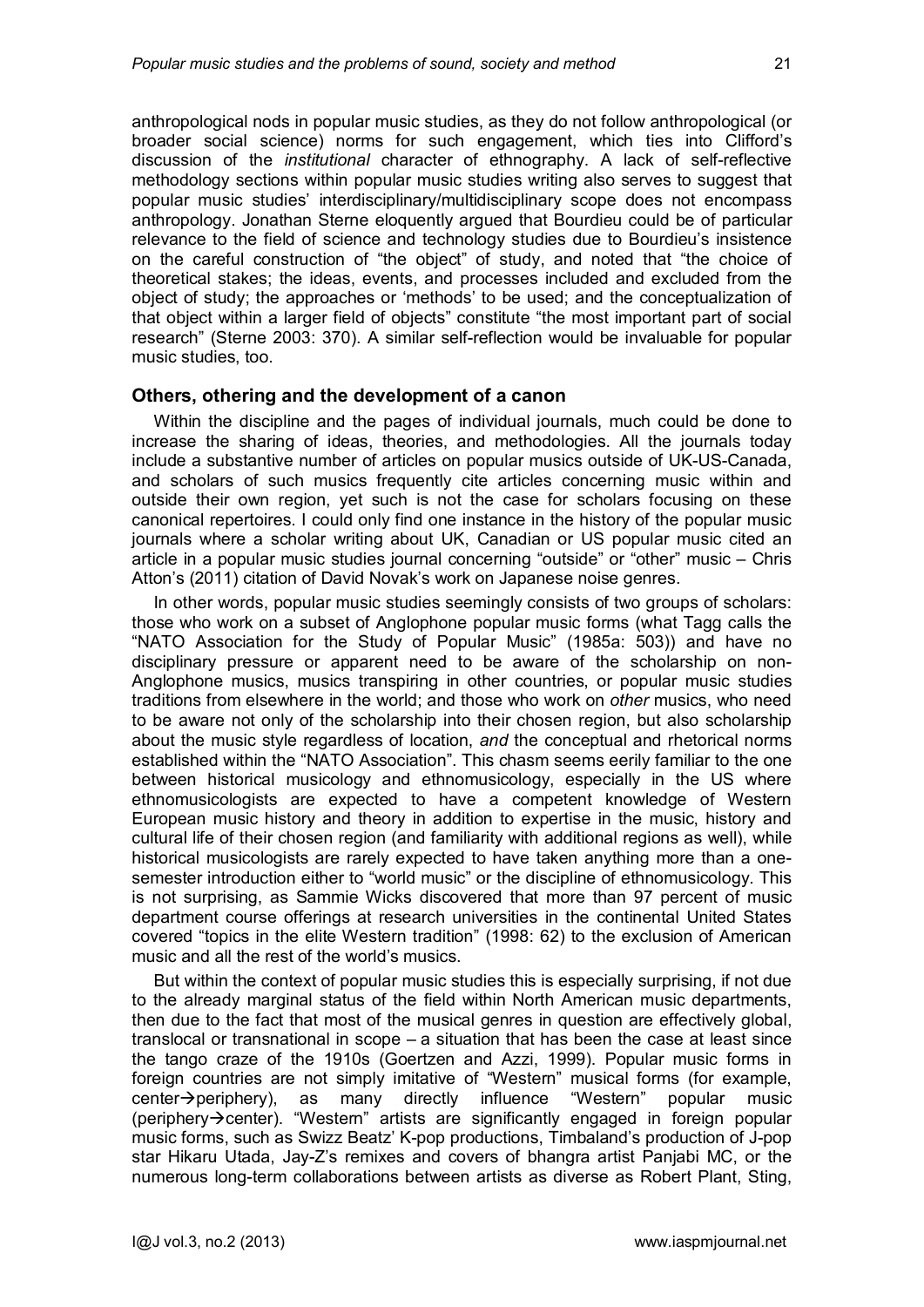anthropological nods in popular music studies, as they do not follow anthropological (or broader social science) norms for such engagement, which ties into Clifford's discussion of the *institutional* character of ethnography. A lack of self-reflective methodology sections within popular music studies writing also serves to suggest that popular music studies' interdisciplinary/multidisciplinary scope does not encompass anthropology. Jonathan Sterne eloquently argued that Bourdieu could be of particular relevance to the field of science and technology studies due to Bourdieu's insistence on the careful construction of "the object" of study, and noted that "the choice of theoretical stakes; the ideas, events, and processes included and excluded from the object of study; the approaches or 'methods' to be used; and the conceptualization of that object within a larger field of objects" constitute "the most important part of social research" (Sterne 2003: 370). A similar self-reflection would be invaluable for popular music studies, too.

## Others, othering and the development of a canon

Within the discipline and the pages of individual journals, much could be done to increase the sharing of ideas, theories, and methodologies. All the journals today include a substantive number of articles on popular musics outside of UK-US-Canada, and scholars of such musics frequently cite articles concerning music within and outside their own region, yet such is not the case for scholars focusing on these canonical repertoires. I could only find one instance in the history of the popular music journals where a scholar writing about UK, Canadian or US popular music cited an article in a popular music studies journal concerning "outside" or "other" music – Chris Atton's (2011) citation of David Novak's work on Japanese noise genres.

In other words, popular music studies seemingly consists of two groups of scholars: those who work on a subset of Anglophone popular music forms (what Tagg calls the "NATO Association for the Study of Popular Music" (1985a: 503)) and have no disciplinary pressure or apparent need to be aware of the scholarship on non-Anglophone musics, musics transpiring in other countries, or popular music studies traditions from elsewhere in the world; and those who work on *other* musics, who need to be aware not only of the scholarship into their chosen region, but also scholarship about the music style regardless of location, *and* the conceptual and rhetorical norms established within the "NATO Association". This chasm seems eerily familiar to the one between historical musicology and ethnomusicology, especially in the US where ethnomusicologists are expected to have a competent knowledge of Western European music history and theory in addition to expertise in the music, history and cultural life of their chosen region (and familiarity with additional regions as well), while historical musicologists are rarely expected to have taken anything more than a one-semester introduction either to "world music" or the discipline of ethnomusicology. This is not surprising, as Sammie Wicks discovered that more than 97 percent of music department course offerings at research universities in the continental United States covered "topics in the elite Western tradition" (1998: 62) to the exclusion of American music and all the rest of the world's musics.

But within the context of popular music studies this is especially surprising, if not due to the already marginal status of the field within North American music departments, then due to the fact that most of the musical genres in question are effectively global, translocal or transnational in scope – a situation that has been the case at least since the tango craze of the 1910s (Goertzen and Azzi, 1999). Popular music forms in foreign countries are not simply imitative of "Western" musical forms (for example, center→periphery), as many directly influence "Western" popular music (periphery→center). "Western" artists are significantly engaged in foreign popular music forms, such as Swizz Beatz' K-pop productions, Timbaland's production of J-pop star Hikaru Utada, Jay-Z's remixes and covers of bhangra artist Panjabi MC, or the numerous long-term collaborations between artists as diverse as Robert Plant, Sting,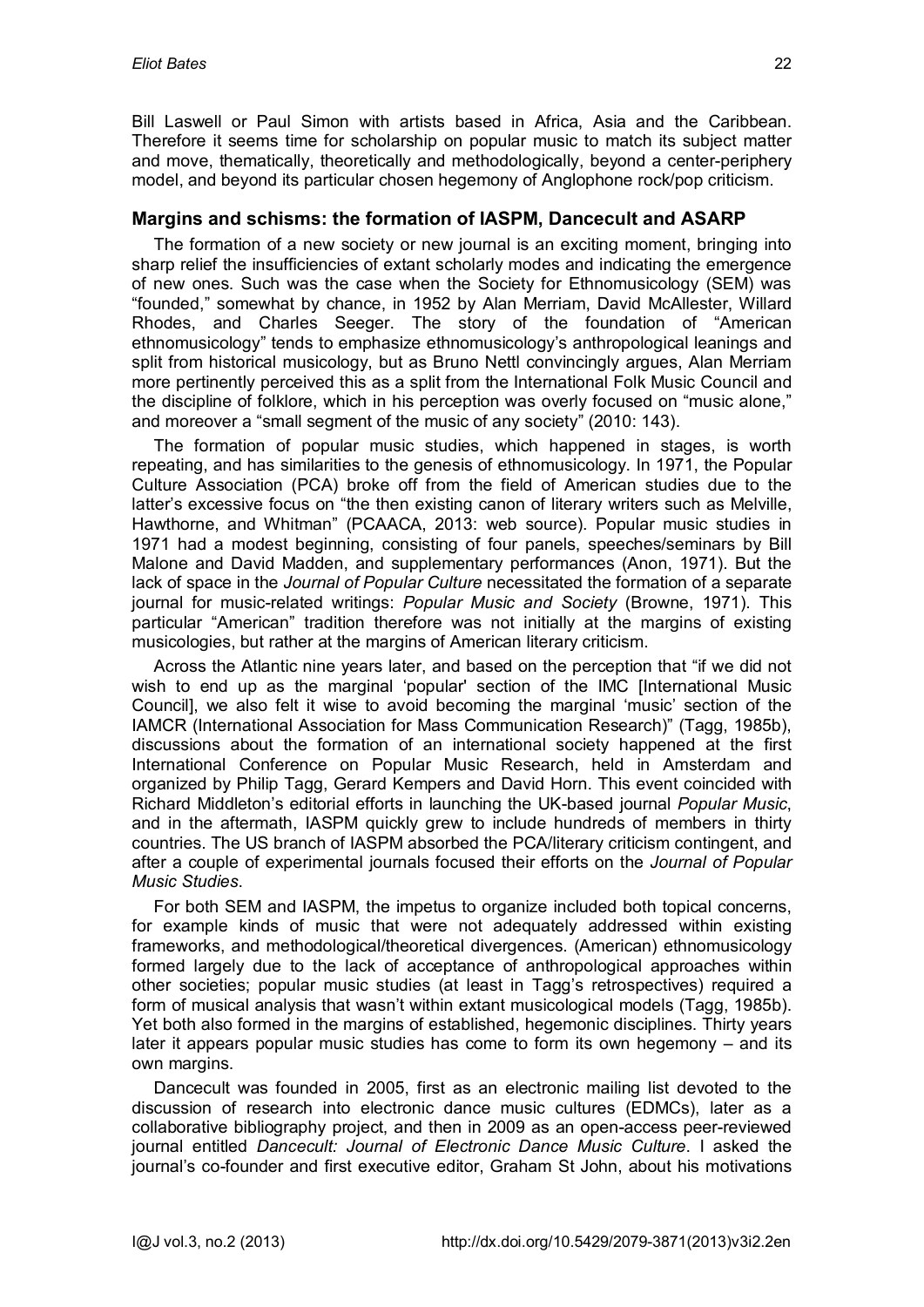Bill Laswell or Paul Simon with artists based in Africa, Asia and the Caribbean. Therefore it seems time for scholarship on popular music to match its subject matter and move, thematically, theoretically and methodologically, beyond a center-periphery model, and beyond its particular chosen hegemony of Anglophone rock/pop criticism.

## Margins and schisms: the formation of IASPM, Dancecult and ASARP

The formation of a new society or new journal is an exciting moment, bringing into sharp relief the insufficiencies of extant scholarly modes and indicating the emergence of new ones. Such was the case when the Society for Ethnomusicology (SEM) was "founded," somewhat by chance, in 1952 by Alan Merriam, David McAllester, Willard Rhodes, and Charles Seeger. The story of the foundation of "American ethnomusicology" tends to emphasize ethnomusicology's anthropological leanings and split from historical musicology, but as Bruno Nettl convincingly argues, Alan Merriam more pertinently perceived this as a split from the International Folk Music Council and the discipline of folklore, which in his perception was overly focused on "music alone," and moreover a "small segment of the music of any society" (2010: 143).

The formation of popular music studies, which happened in stages, is worth repeating, and has similarities to the genesis of ethnomusicology. In 1971, the Popular Culture Association (PCA) broke off from the field of American studies due to the latter's excessive focus on "the then existing canon of literary writers such as Melville, Hawthorne, and Whitman" (PCAACA, 2013: web source). Popular music studies in 1971 had a modest beginning, consisting of four panels, speeches/seminars by Bill Malone and David Madden, and supplementary performances (Anon, 1971). But the lack of space in the *Journal of Popular Culture* necessitated the formation of a separate journal for music-related writings: *Popular Music and Society* (Browne, 1971). This particular "American" tradition therefore was not initially at the margins of existing musicologies, but rather at the margins of American literary criticism.

Across the Atlantic nine years later, and based on the perception that "if we did not wish to end up as the marginal 'popular' section of the IMC [International Music Council], we also felt it wise to avoid becoming the marginal 'music' section of the IAMCR (International Association for Mass Communication Research)" (Tagg, 1985b), discussions about the formation of an international society happened at the first International Conference on Popular Music Research, held in Amsterdam and organized by Philip Tagg, Gerard Kempers and David Horn. This event coincided with Richard Middleton's editorial efforts in launching the UK-based journal *Popular Music*, and in the aftermath, IASPM quickly grew to include hundreds of members in thirty countries. The US branch of IASPM absorbed the PCA/literary criticism contingent, and after a couple of experimental journals focused their efforts on the *Journal of Popular Music Studies*.

For both SEM and IASPM, the impetus to organize included both topical concerns, for example kinds of music that were not adequately addressed within existing frameworks, and methodological/theoretical divergences. (American) ethnomusicology formed largely due to the lack of acceptance of anthropological approaches within other societies; popular music studies (at least in Tagg's retrospectives) required a form of musical analysis that wasn't within extant musicological models (Tagg, 1985b). Yet both also formed in the margins of established, hegemonic disciplines. Thirty years later it appears popular music studies has come to form its own hegemony – and its own margins.

Dancecult was founded in 2005, first as an electronic mailing list devoted to the discussion of research into electronic dance music cultures (EDMCs), later as a collaborative bibliography project, and then in 2009 as an open-access peer-reviewed journal entitled *Dancecult: Journal of Electronic Dance Music Culture*. I asked the journal's co-founder and first executive editor, Graham St John, about his motivations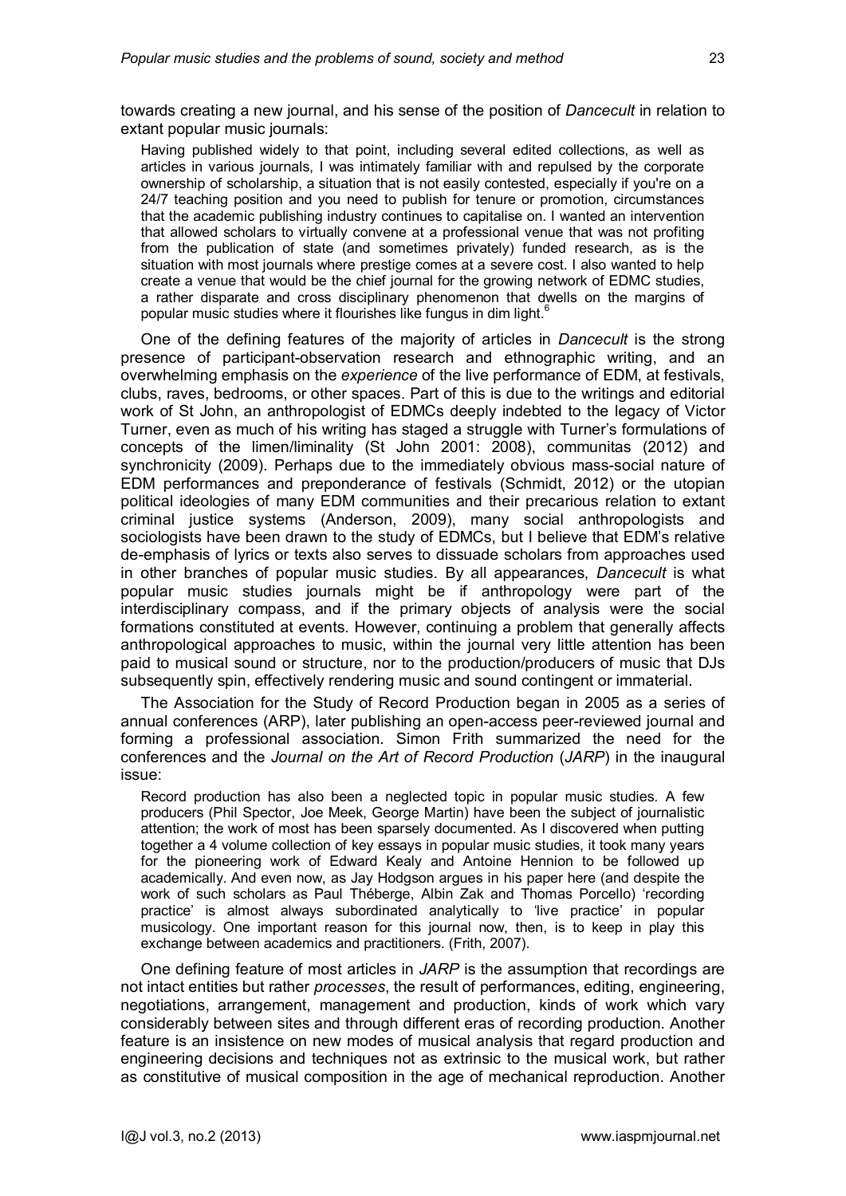towards creating a new journal, and his sense of the position of *Dancecult* in relation to extant popular music journals:

> Having published widely to that point, including several edited collections, as well as articles in various journals, I was intimately familiar with and repulsed by the corporate ownership of scholarship, a situation that is not easily contested, especially if you're on a 24/7 teaching position and you need to publish for tenure or promotion, circumstances that the academic publishing industry continues to capitalise on. I wanted an intervention that allowed scholars to virtually convene at a professional venue that was not profiting from the publication of state (and sometimes privately) funded research, as is the situation with most journals where prestige comes at a severe cost. I also wanted to help create a venue that would be the chief journal for the growing network of EDMC studies, a rather disparate and cross disciplinary phenomenon that dwells on the margins of popular music studies where it flourishes like fungus in dim light.[6]

One of the defining features of the majority of articles in *Dancecult* is the strong presence of participant-observation research and ethnographic writing, and an overwhelming emphasis on the *experience* of the live performance of EDM, at festivals, clubs, raves, bedrooms, or other spaces. Part of this is due to the writings and editorial work of St John, an anthropologist of EDMCs deeply indebted to the legacy of Victor Turner, even as much of his writing has staged a struggle with Turner's formulations of concepts of the limen/liminality (St John 2001: 2008), communitas (2012) and synchronicity (2009). Perhaps due to the immediately obvious mass-social nature of EDM performances and preponderance of festivals (Schmidt, 2012) or the utopian political ideologies of many EDM communities and their precarious relation to extant criminal justice systems (Anderson, 2009), many social anthropologists and sociologists have been drawn to the study of EDMCs, but I believe that EDM's relative de-emphasis of lyrics or texts also serves to dissuade scholars from approaches used in other branches of popular music studies. By all appearances, *Dancecult* is what popular music studies journals might be if anthropology were part of the interdisciplinary compass, and if the primary objects of analysis were the social formations constituted at events. However, continuing a problem that generally affects anthropological approaches to music, within the journal very little attention has been paid to musical sound or structure, nor to the production/producers of music that DJs subsequently spin, effectively rendering music and sound contingent or immaterial.

The Association for the Study of Record Production began in 2005 as a series of annual conferences (ARP), later publishing an open-access peer-reviewed journal and forming a professional association. Simon Frith summarized the need for the conferences and the *Journal on the Art of Record Production* (*JARP*) in the inaugural issue:

> Record production has also been a neglected topic in popular music studies. A few producers (Phil Spector, Joe Meek, George Martin) have been the subject of journalistic attention; the work of most has been sparsely documented. As I discovered when putting together a 4 volume collection of key essays in popular music studies, it took many years for the pioneering work of Edward Kealy and Antoine Hennion to be followed up academically. And even now, as Jay Hodgson argues in his paper here (and despite the work of such scholars as Paul Théberge, Albin Zak and Thomas Porcello) 'recording practice' is almost always subordinated analytically to 'live practice' in popular musicology. One important reason for this journal now, then, is to keep in play this exchange between academics and practitioners. (Frith, 2007).

One defining feature of most articles in *JARP* is the assumption that recordings are not intact entities but rather *processes*, the result of performances, editing, engineering, negotiations, arrangement, management and production, kinds of work which vary considerably between sites and through different eras of recording production. Another feature is an insistence on new modes of musical analysis that regard production and engineering decisions and techniques not as extrinsic to the musical work, but rather as constitutive of musical composition in the age of mechanical reproduction. Another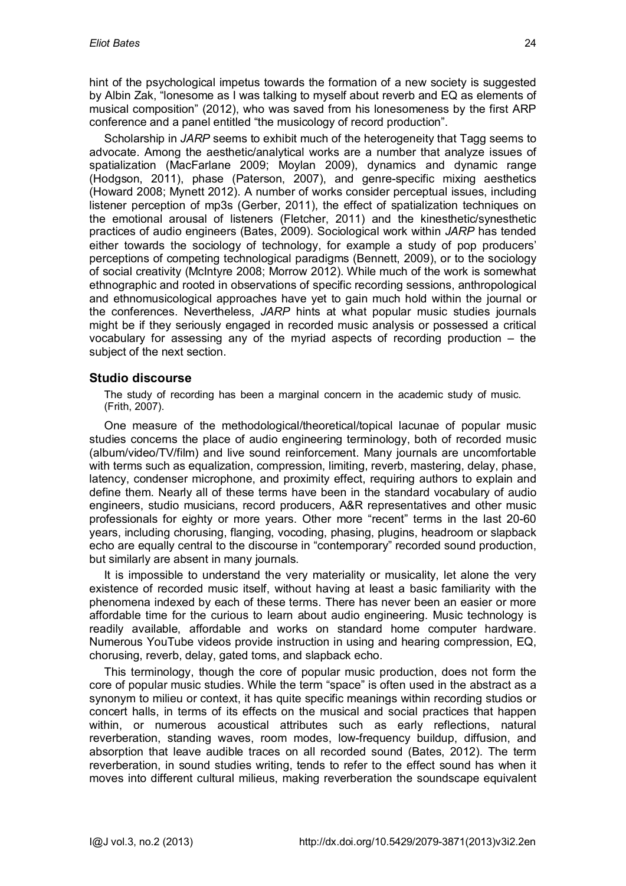hint of the psychological impetus towards the formation of a new society is suggested by Albin Zak, "lonesome as I was talking to myself about reverb and EQ as elements of musical composition" (2012), who was saved from his lonesomeness by the first ARP conference and a panel entitled "the musicology of record production".

Scholarship in *JARP* seems to exhibit much of the heterogeneity that Tagg seems to advocate. Among the aesthetic/analytical works are a number that analyze issues of spatialization (MacFarlane 2009; Moylan 2009), dynamics and dynamic range (Hodgson, 2011), phase (Paterson, 2007), and genre-specific mixing aesthetics (Howard 2008; Mynett 2012). A number of works consider perceptual issues, including listener perception of mp3s (Gerber, 2011), the effect of spatialization techniques on the emotional arousal of listeners (Fletcher, 2011) and the kinesthetic/synesthetic practices of audio engineers (Bates, 2009). Sociological work within *JARP* has tended either towards the sociology of technology, for example a study of pop producers' perceptions of competing technological paradigms (Bennett, 2009), or to the sociology of social creativity (McIntyre 2008; Morrow 2012). While much of the work is somewhat ethnographic and rooted in observations of specific recording sessions, anthropological and ethnomusicological approaches have yet to gain much hold within the journal or the conferences. Nevertheless, *JARP* hints at what popular music studies journals might be if they seriously engaged in recorded music analysis or possessed a critical vocabulary for assessing any of the myriad aspects of recording production – the subject of the next section.

## Studio discourse

> The study of recording has been a marginal concern in the academic study of music. (Frith, 2007).

One measure of the methodological/theoretical/topical lacunae of popular music studies concerns the place of audio engineering terminology, both of recorded music (album/video/TV/film) and live sound reinforcement. Many journals are uncomfortable with terms such as equalization, compression, limiting, reverb, mastering, delay, phase, latency, condenser microphone, and proximity effect, requiring authors to explain and define them. Nearly all of these terms have been in the standard vocabulary of audio engineers, studio musicians, record producers, A&R representatives and other music professionals for eighty or more years. Other more "recent" terms in the last 20-60 years, including chorusing, flanging, vocoding, phasing, plugins, headroom or slapback echo are equally central to the discourse in "contemporary" recorded sound production, but similarly are absent in many journals.

It is impossible to understand the very materiality or musicality, let alone the very existence of recorded music itself, without having at least a basic familiarity with the phenomena indexed by each of these terms. There has never been an easier or more affordable time for the curious to learn about audio engineering. Music technology is readily available, affordable and works on standard home computer hardware. Numerous YouTube videos provide instruction in using and hearing compression, EQ, chorusing, reverb, delay, gated toms, and slapback echo.

This terminology, though the core of popular music production, does not form the core of popular music studies. While the term "space" is often used in the abstract as a synonym to milieu or context, it has quite specific meanings within recording studios or concert halls, in terms of its effects on the musical and social practices that happen within, or numerous acoustical attributes such as early reflections, natural reverberation, standing waves, room modes, low-frequency buildup, diffusion, and absorption that leave audible traces on all recorded sound (Bates, 2012). The term reverberation, in sound studies writing, tends to refer to the effect sound has when it moves into different cultural milieus, making reverberation the soundscape equivalent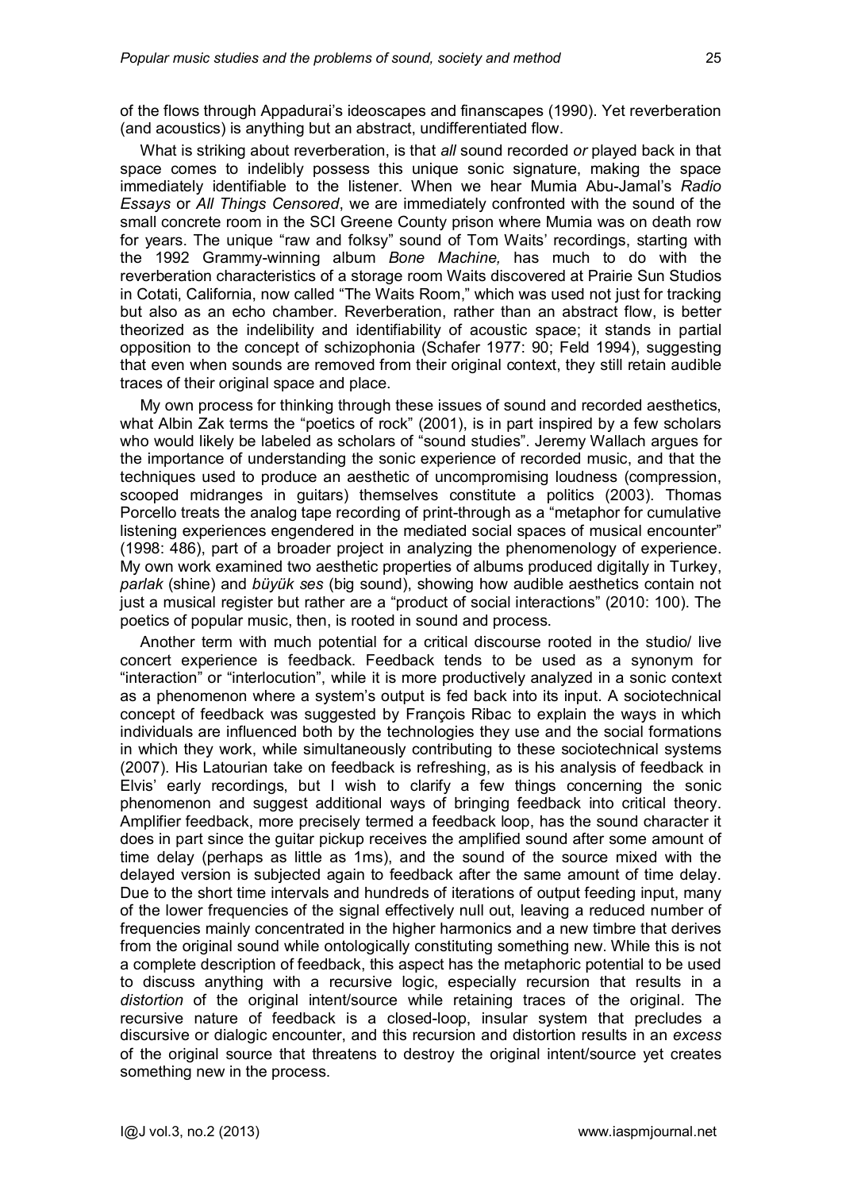of the flows through Appadurai's ideoscapes and finanscapes (1990). Yet reverberation (and acoustics) is anything but an abstract, undifferentiated flow.

What is striking about reverberation, is that *all* sound recorded *or* played back in that space comes to indelibly possess this unique sonic signature, making the space immediately identifiable to the listener. When we hear Mumia Abu-Jamal's *Radio Essays* or *All Things Censored*, we are immediately confronted with the sound of the small concrete room in the SCI Greene County prison where Mumia was on death row for years. The unique "raw and folksy" sound of Tom Waits' recordings, starting with the 1992 Grammy-winning album *Bone Machine,* has much to do with the reverberation characteristics of a storage room Waits discovered at Prairie Sun Studios in Cotati, California, now called "The Waits Room," which was used not just for tracking but also as an echo chamber. Reverberation, rather than an abstract flow, is better theorized as the indelibility and identifiability of acoustic space; it stands in partial opposition to the concept of schizophonia (Schafer 1977: 90; Feld 1994), suggesting that even when sounds are removed from their original context, they still retain audible traces of their original space and place.

My own process for thinking through these issues of sound and recorded aesthetics, what Albin Zak terms the "poetics of rock" (2001), is in part inspired by a few scholars who would likely be labeled as scholars of "sound studies". Jeremy Wallach argues for the importance of understanding the sonic experience of recorded music, and that the techniques used to produce an aesthetic of uncompromising loudness (compression, scooped midranges in guitars) themselves constitute a politics (2003). Thomas Porcello treats the analog tape recording of print-through as a "metaphor for cumulative listening experiences engendered in the mediated social spaces of musical encounter" (1998: 486), part of a broader project in analyzing the phenomenology of experience. My own work examined two aesthetic properties of albums produced digitally in Turkey, *parlak* (shine) and *büyük ses* (big sound), showing how audible aesthetics contain not just a musical register but rather are a "product of social interactions" (2010: 100). The poetics of popular music, then, is rooted in sound and process.

Another term with much potential for a critical discourse rooted in the studio/ live concert experience is feedback. Feedback tends to be used as a synonym for "interaction" or "interlocution", while it is more productively analyzed in a sonic context as a phenomenon where a system's output is fed back into its input. A sociotechnical concept of feedback was suggested by François Ribac to explain the ways in which individuals are influenced both by the technologies they use and the social formations in which they work, while simultaneously contributing to these sociotechnical systems (2007). His Latourian take on feedback is refreshing, as is his analysis of feedback in Elvis' early recordings, but I wish to clarify a few things concerning the sonic phenomenon and suggest additional ways of bringing feedback into critical theory. Amplifier feedback, more precisely termed a feedback loop, has the sound character it does in part since the guitar pickup receives the amplified sound after some amount of time delay (perhaps as little as 1ms), and the sound of the source mixed with the delayed version is subjected again to feedback after the same amount of time delay. Due to the short time intervals and hundreds of iterations of output feeding input, many of the lower frequencies of the signal effectively null out, leaving a reduced number of frequencies mainly concentrated in the higher harmonics and a new timbre that derives from the original sound while ontologically constituting something new. While this is not a complete description of feedback, this aspect has the metaphoric potential to be used to discuss anything with a recursive logic, especially recursion that results in a *distortion* of the original intent/source while retaining traces of the original. The recursive nature of feedback is a closed-loop, insular system that precludes a discursive or dialogic encounter, and this recursion and distortion results in an *excess* of the original source that threatens to destroy the original intent/source yet creates something new in the process.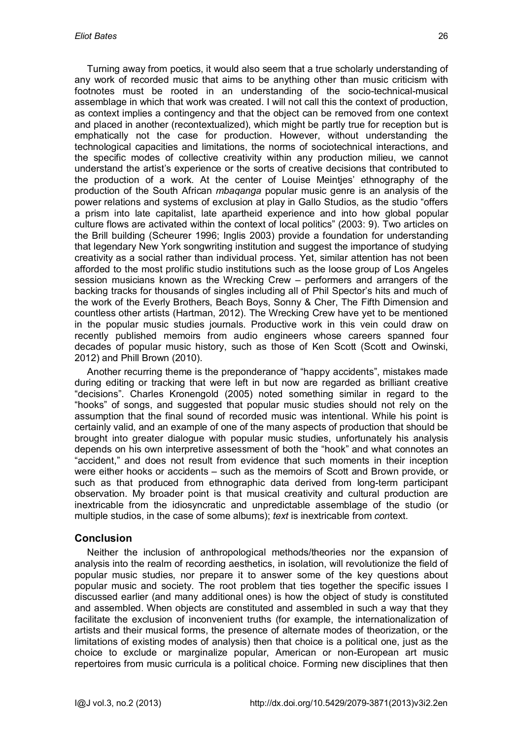Turning away from poetics, it would also seem that a true scholarly understanding of any work of recorded music that aims to be anything other than music criticism with footnotes must be rooted in an understanding of the socio-technical-musical assemblage in which that work was created. I will not call this the context of production, as context implies a contingency and that the object can be removed from one context and placed in another (recontextualized), which might be partly true for reception but is emphatically not the case for production. However, without understanding the technological capacities and limitations, the norms of sociotechnical interactions, and the specific modes of collective creativity within any production milieu, we cannot understand the artist's experience or the sorts of creative decisions that contributed to the production of a work. At the center of Louise Meintjes' ethnography of the production of the South African *mbaqanga* popular music genre is an analysis of the power relations and systems of exclusion at play in Gallo Studios, as the studio "offers a prism into late capitalist, late apartheid experience and into how global popular culture flows are activated within the context of local politics" (2003: 9). Two articles on the Brill building (Scheurer 1996; Inglis 2003) provide a foundation for understanding that legendary New York songwriting institution and suggest the importance of studying creativity as a social rather than individual process. Yet, similar attention has not been afforded to the most prolific studio institutions such as the loose group of Los Angeles session musicians known as the Wrecking Crew – performers and arrangers of the backing tracks for thousands of singles including all of Phil Spector's hits and much of the work of the Everly Brothers, Beach Boys, Sonny & Cher, The Fifth Dimension and countless other artists (Hartman, 2012). The Wrecking Crew have yet to be mentioned in the popular music studies journals. Productive work in this vein could draw on recently published memoirs from audio engineers whose careers spanned four decades of popular music history, such as those of Ken Scott (Scott and Owinski, 2012) and Phill Brown (2010).

Another recurring theme is the preponderance of "happy accidents", mistakes made during editing or tracking that were left in but now are regarded as brilliant creative "decisions". Charles Kronengold (2005) noted something similar in regard to the "hooks" of songs, and suggested that popular music studies should not rely on the assumption that the final sound of recorded music was intentional. While his point is certainly valid, and an example of one of the many aspects of production that should be brought into greater dialogue with popular music studies, unfortunately his analysis depends on his own interpretive assessment of both the "hook" and what connotes an "accident," and does not result from evidence that such moments in their inception were either hooks or accidents – such as the memoirs of Scott and Brown provide, or such as that produced from ethnographic data derived from long-term participant observation. My broader point is that musical creativity and cultural production are inextricable from the idiosyncratic and unpredictable assemblage of the studio (or multiple studios, in the case of some albums); *text* is inextricable from *con*text.

## Conclusion

Neither the inclusion of anthropological methods/theories nor the expansion of analysis into the realm of recording aesthetics, in isolation, will revolutionize the field of popular music studies, nor prepare it to answer some of the key questions about popular music and society. The root problem that ties together the specific issues I discussed earlier (and many additional ones) is how the object of study is constituted and assembled. When objects are constituted and assembled in such a way that they facilitate the exclusion of inconvenient truths (for example, the internationalization of artists and their musical forms, the presence of alternate modes of theorization, or the limitations of existing modes of analysis) then that choice is a political one, just as the choice to exclude or marginalize popular, American or non-European art music repertoires from music curricula is a political choice. Forming new disciplines that then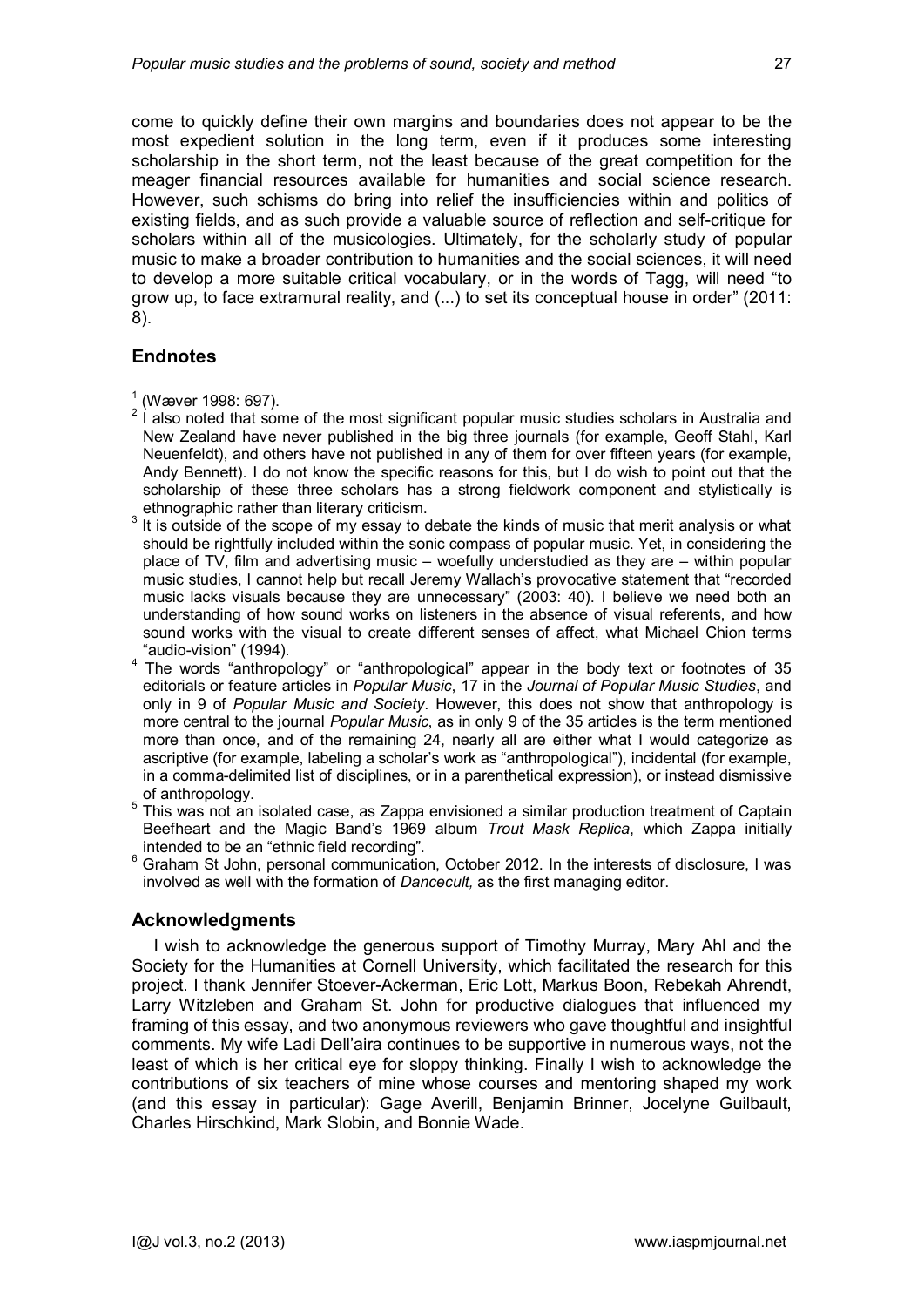come to quickly define their own margins and boundaries does not appear to be the most expedient solution in the long term, even if it produces some interesting scholarship in the short term, not the least because of the great competition for the meager financial resources available for humanities and social science research. However, such schisms do bring into relief the insufficiencies within and politics of existing fields, and as such provide a valuable source of reflection and self-critique for scholars within all of the musicologies. Ultimately, for the scholarly study of popular music to make a broader contribution to humanities and the social sciences, it will need to develop a more suitable critical vocabulary, or in the words of Tagg, will need "to grow up, to face extramural reality, and (...) to set its conceptual house in order" (2011: 8).

## Endnotes

[1] (Wæver 1998: 697).

[2] I also noted that some of the most significant popular music studies scholars in Australia and New Zealand have never published in the big three journals (for example, Geoff Stahl, Karl Neuenfeldt), and others have not published in any of them for over fifteen years (for example, Andy Bennett). I do not know the specific reasons for this, but I do wish to point out that the scholarship of these three scholars has a strong fieldwork component and stylistically is ethnographic rather than literary criticism.

[3] It is outside of the scope of my essay to debate the kinds of music that merit analysis or what should be rightfully included within the sonic compass of popular music. Yet, in considering the place of TV, film and advertising music – woefully understudied as they are – within popular music studies, I cannot help but recall Jeremy Wallach's provocative statement that "recorded music lacks visuals because they are unnecessary" (2003: 40). I believe we need both an understanding of how sound works on listeners in the absence of visual referents, and how sound works with the visual to create different senses of affect, what Michael Chion terms "audio-vision" (1994).

[4] The words "anthropology" or "anthropological" appear in the body text or footnotes of 35 editorials or feature articles in *Popular Music*, 17 in the *Journal of Popular Music Studies*, and only in 9 of *Popular Music and Society*. However, this does not show that anthropology is more central to the journal *Popular Music*, as in only 9 of the 35 articles is the term mentioned more than once, and of the remaining 24, nearly all are either what I would categorize as ascriptive (for example, labeling a scholar's work as "anthropological"), incidental (for example, in a comma-delimited list of disciplines, or in a parenthetical expression), or instead dismissive of anthropology.

[5] This was not an isolated case, as Zappa envisioned a similar production treatment of Captain Beefheart and the Magic Band's 1969 album *Trout Mask Replica*, which Zappa initially intended to be an "ethnic field recording".

[6] Graham St John, personal communication, October 2012. In the interests of disclosure, I was involved as well with the formation of *Dancecult,* as the first managing editor.

## Acknowledgments

I wish to acknowledge the generous support of Timothy Murray, Mary Ahl and the Society for the Humanities at Cornell University, which facilitated the research for this project. I thank Jennifer Stoever-Ackerman, Eric Lott, Markus Boon, Rebekah Ahrendt, Larry Witzleben and Graham St. John for productive dialogues that influenced my framing of this essay, and two anonymous reviewers who gave thoughtful and insightful comments. My wife Ladi Dell'aira continues to be supportive in numerous ways, not the least of which is her critical eye for sloppy thinking. Finally I wish to acknowledge the contributions of six teachers of mine whose courses and mentoring shaped my work (and this essay in particular): Gage Averill, Benjamin Brinner, Jocelyne Guilbault, Charles Hirschkind, Mark Slobin, and Bonnie Wade.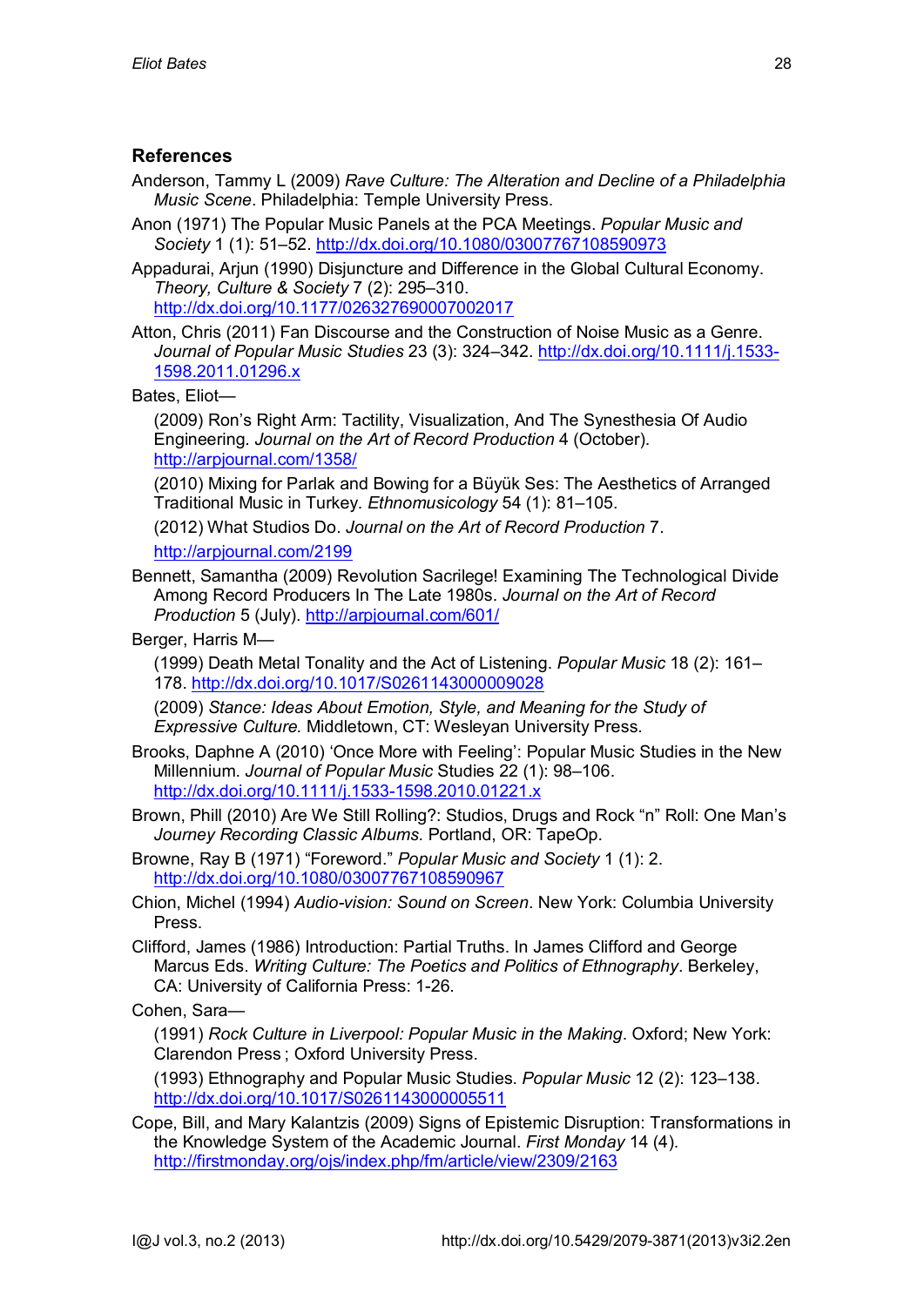## References

Anderson, Tammy L (2009) *Rave Culture: The Alteration and Decline of a Philadelphia Music Scene*. Philadelphia: Temple University Press.

Anon (1971) The Popular Music Panels at the PCA Meetings. *Popular Music and Society* 1 (1): 51–52. http://dx.doi.org/10.1080/03007767108590973

Appadurai, Arjun (1990) Disjuncture and Difference in the Global Cultural Economy. *Theory, Culture & Society* 7 (2): 295–310. http://dx.doi.org/10.1177/026327690007002017

Atton, Chris (2011) Fan Discourse and the Construction of Noise Music as a Genre. *Journal of Popular Music Studies* 23 (3): 324–342. http://dx.doi.org/10.1111/j.1533-1598.2011.01296.x

Bates, Eliot—

(2009) Ron's Right Arm: Tactility, Visualization, And The Synesthesia Of Audio Engineering. *Journal on the Art of Record Production* 4 (October). http://arpjournal.com/1358/

(2010) Mixing for Parlak and Bowing for a Büyük Ses: The Aesthetics of Arranged Traditional Music in Turkey. *Ethnomusicology* 54 (1): 81–105.

(2012) What Studios Do. *Journal on the Art of Record Production* 7. http://arpjournal.com/2199

Bennett, Samantha (2009) Revolution Sacrilege! Examining The Technological Divide Among Record Producers In The Late 1980s. *Journal on the Art of Record Production* 5 (July). http://arpjournal.com/601/

Berger, Harris M—

(1999) Death Metal Tonality and the Act of Listening. *Popular Music* 18 (2): 161–178. http://dx.doi.org/10.1017/S0261143000009028

(2009) *Stance: Ideas About Emotion, Style, and Meaning for the Study of Expressive Culture.* Middletown, CT: Wesleyan University Press.

Brooks, Daphne A (2010) 'Once More with Feeling': Popular Music Studies in the New Millennium. *Journal of Popular Music* Studies 22 (1): 98–106. http://dx.doi.org/10.1111/j.1533-1598.2010.01221.x

Brown, Phill (2010) Are We Still Rolling?: Studios, Drugs and Rock "n" Roll: One Man's *Journey Recording Classic Albums.* Portland, OR: TapeOp.

Browne, Ray B (1971) "Foreword." *Popular Music and Society* 1 (1): 2. http://dx.doi.org/10.1080/03007767108590967

Chion, Michel (1994) *Audio-vision: Sound on Screen*. New York: Columbia University Press.

Clifford, James (1986) Introduction: Partial Truths. In James Clifford and George Marcus Eds. *Writing Culture: The Poetics and Politics of Ethnography*. Berkeley, CA: University of California Press: 1-26.

Cohen, Sara—

(1991) *Rock Culture in Liverpool: Popular Music in the Making*. Oxford; New York: Clarendon Press ; Oxford University Press.

(1993) Ethnography and Popular Music Studies. *Popular Music* 12 (2): 123–138. http://dx.doi.org/10.1017/S0261143000005511

Cope, Bill, and Mary Kalantzis (2009) Signs of Epistemic Disruption: Transformations in the Knowledge System of the Academic Journal. *First Monday* 14 (4). http://firstmonday.org/ojs/index.php/fm/article/view/2309/2163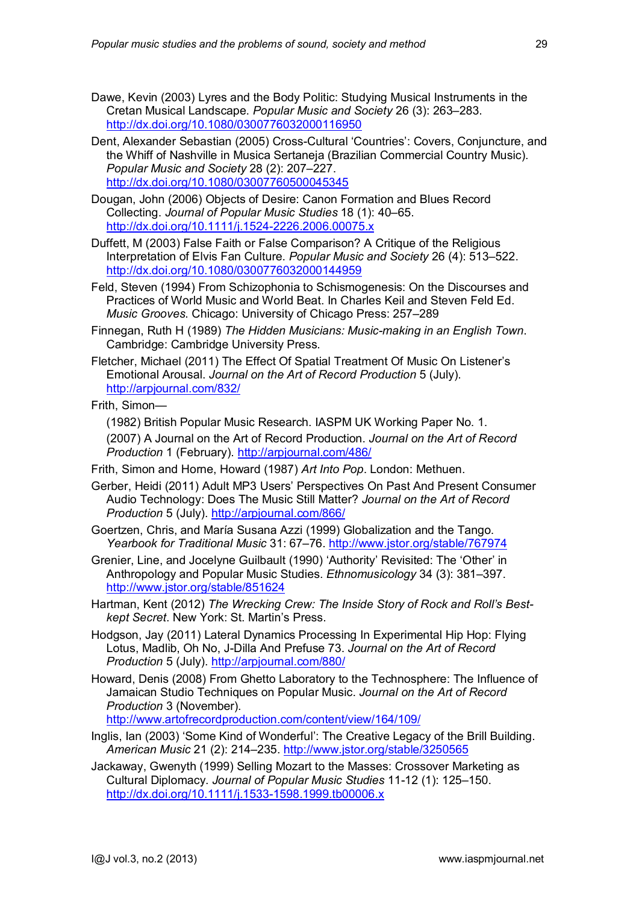Dawe, Kevin (2003) Lyres and the Body Politic: Studying Musical Instruments in the Cretan Musical Landscape. *Popular Music and Society* 26 (3): 263–283. http://dx.doi.org/10.1080/0300776032000116950

Dent, Alexander Sebastian (2005) Cross-Cultural 'Countries': Covers, Conjuncture, and the Whiff of Nashville in Musica Sertaneja (Brazilian Commercial Country Music). *Popular Music and Society* 28 (2): 207–227. http://dx.doi.org/10.1080/03007760500045345

Dougan, John (2006) Objects of Desire: Canon Formation and Blues Record Collecting. *Journal of Popular Music Studies* 18 (1): 40–65. http://dx.doi.org/10.1111/j.1524-2226.2006.00075.x

Duffett, M (2003) False Faith or False Comparison? A Critique of the Religious Interpretation of Elvis Fan Culture. *Popular Music and Society* 26 (4): 513–522. http://dx.doi.org/10.1080/0300776032000144959

Feld, Steven (1994) From Schizophonia to Schismogenesis: On the Discourses and Practices of World Music and World Beat. In Charles Keil and Steven Feld Ed. *Music Grooves*. Chicago: University of Chicago Press: 257–289

Finnegan, Ruth H (1989) *The Hidden Musicians: Music-making in an English Town*. Cambridge: Cambridge University Press.

Fletcher, Michael (2011) The Effect Of Spatial Treatment Of Music On Listener's Emotional Arousal. *Journal on the Art of Record Production* 5 (July). http://arpjournal.com/832/

Frith, Simon—

(1982) British Popular Music Research. IASPM UK Working Paper No. 1.

(2007) A Journal on the Art of Record Production. *Journal on the Art of Record Production* 1 (February). http://arpjournal.com/486/

Frith, Simon and Horne, Howard (1987) *Art Into Pop*. London: Methuen.

Gerber, Heidi (2011) Adult MP3 Users' Perspectives On Past And Present Consumer Audio Technology: Does The Music Still Matter? *Journal on the Art of Record Production* 5 (July). http://arpjournal.com/866/

Goertzen, Chris, and María Susana Azzi (1999) Globalization and the Tango. *Yearbook for Traditional Music* 31: 67–76. http://www.jstor.org/stable/767974

Grenier, Line, and Jocelyne Guilbault (1990) 'Authority' Revisited: The 'Other' in Anthropology and Popular Music Studies. *Ethnomusicology* 34 (3): 381–397. http://www.jstor.org/stable/851624

Hartman, Kent (2012) *The Wrecking Crew: The Inside Story of Rock and Roll's Best-kept Secret*. New York: St. Martin's Press.

Hodgson, Jay (2011) Lateral Dynamics Processing In Experimental Hip Hop: Flying Lotus, Madlib, Oh No, J-Dilla And Prefuse 73. *Journal on the Art of Record Production* 5 (July). http://arpjournal.com/880/

Howard, Denis (2008) From Ghetto Laboratory to the Technosphere: The Influence of Jamaican Studio Techniques on Popular Music. *Journal on the Art of Record Production* 3 (November). http://www.artofrecordproduction.com/content/view/164/109/

Inglis, Ian (2003) 'Some Kind of Wonderful': The Creative Legacy of the Brill Building. *American Music* 21 (2): 214–235. http://www.jstor.org/stable/3250565

Jackaway, Gwenyth (1999) Selling Mozart to the Masses: Crossover Marketing as Cultural Diplomacy. *Journal of Popular Music Studies* 11-12 (1): 125–150. http://dx.doi.org/10.1111/j.1533-1598.1999.tb00006.x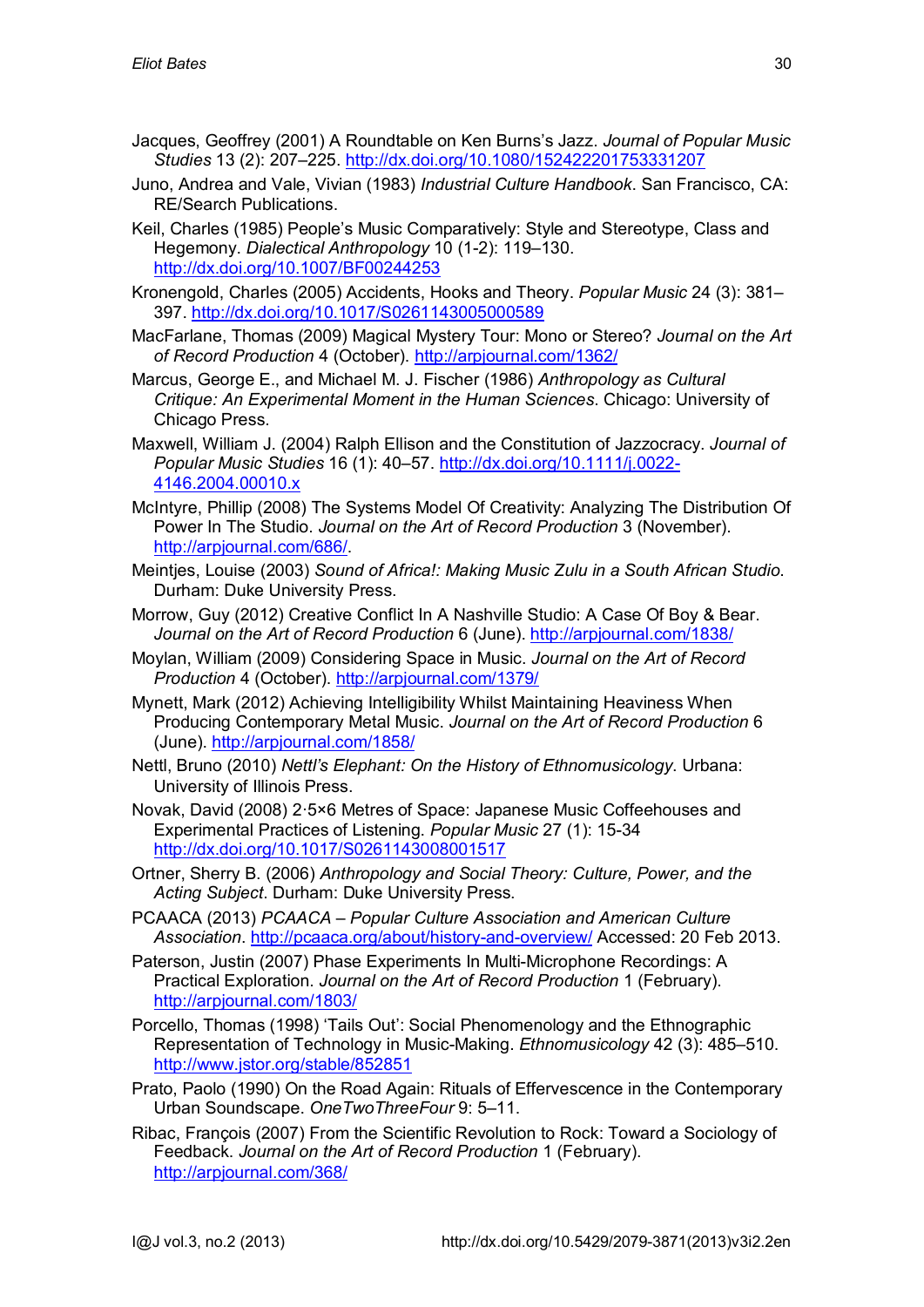Jacques, Geoffrey (2001) A Roundtable on Ken Burns's Jazz. *Journal of Popular Music Studies* 13 (2): 207–225. http://dx.doi.org/10.1080/152422201753331207

Juno, Andrea and Vale, Vivian (1983) *Industrial Culture Handbook*. San Francisco, CA: RE/Search Publications.

Keil, Charles (1985) People's Music Comparatively: Style and Stereotype, Class and Hegemony. *Dialectical Anthropology* 10 (1-2): 119–130. http://dx.doi.org/10.1007/BF00244253

Kronengold, Charles (2005) Accidents, Hooks and Theory. *Popular Music* 24 (3): 381–397. http://dx.doi.org/10.1017/S0261143005000589

MacFarlane, Thomas (2009) Magical Mystery Tour: Mono or Stereo? *Journal on the Art of Record Production* 4 (October). http://arpjournal.com/1362/

Marcus, George E., and Michael M. J. Fischer (1986) *Anthropology as Cultural Critique: An Experimental Moment in the Human Sciences*. Chicago: University of Chicago Press.

Maxwell, William J. (2004) Ralph Ellison and the Constitution of Jazzocracy. *Journal of Popular Music Studies* 16 (1): 40–57. http://dx.doi.org/10.1111/j.0022-4146.2004.00010.x

McIntyre, Phillip (2008) The Systems Model Of Creativity: Analyzing The Distribution Of Power In The Studio. *Journal on the Art of Record Production* 3 (November). http://arpjournal.com/686/.

Meintjes, Louise (2003) *Sound of Africa!: Making Music Zulu in a South African Studio*. Durham: Duke University Press.

Morrow, Guy (2012) Creative Conflict In A Nashville Studio: A Case Of Boy & Bear. *Journal on the Art of Record Production* 6 (June). http://arpjournal.com/1838/

Moylan, William (2009) Considering Space in Music. *Journal on the Art of Record Production* 4 (October). http://arpjournal.com/1379/

Mynett, Mark (2012) Achieving Intelligibility Whilst Maintaining Heaviness When Producing Contemporary Metal Music. *Journal on the Art of Record Production* 6 (June). http://arpjournal.com/1858/

Nettl, Bruno (2010) *Nettl's Elephant: On the History of Ethnomusicology*. Urbana: University of Illinois Press.

Novak, David (2008) 2·5×6 Metres of Space: Japanese Music Coffeehouses and Experimental Practices of Listening. *Popular Music* 27 (1): 15-34 http://dx.doi.org/10.1017/S0261143008001517

Ortner, Sherry B. (2006) *Anthropology and Social Theory: Culture, Power, and the Acting Subject*. Durham: Duke University Press.

PCAACA (2013) *PCAACA – Popular Culture Association and American Culture Association*. http://pcaaca.org/about/history-and-overview/ Accessed: 20 Feb 2013.

Paterson, Justin (2007) Phase Experiments In Multi-Microphone Recordings: A Practical Exploration. *Journal on the Art of Record Production* 1 (February). http://arpjournal.com/1803/

Porcello, Thomas (1998) 'Tails Out': Social Phenomenology and the Ethnographic Representation of Technology in Music-Making. *Ethnomusicology* 42 (3): 485–510. http://www.jstor.org/stable/852851

Prato, Paolo (1990) On the Road Again: Rituals of Effervescence in the Contemporary Urban Soundscape. *OneTwoThreeFour* 9: 5–11.

Ribac, François (2007) From the Scientific Revolution to Rock: Toward a Sociology of Feedback. *Journal on the Art of Record Production* 1 (February). http://arpjournal.com/368/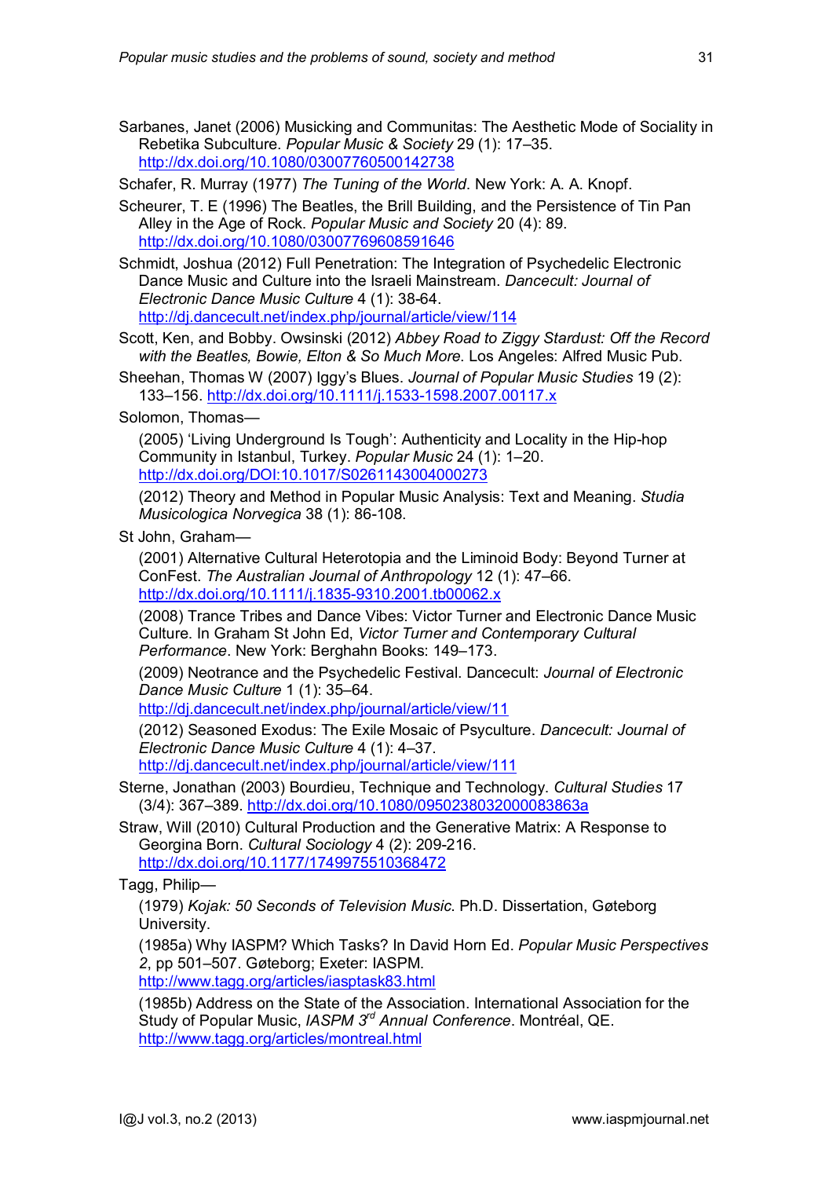Sarbanes, Janet (2006) Musicking and Communitas: The Aesthetic Mode of Sociality in Rebetika Subculture. *Popular Music & Society* 29 (1): 17–35. http://dx.doi.org/10.1080/03007760500142738

Schafer, R. Murray (1977) *The Tuning of the World*. New York: A. A. Knopf.

Scheurer, T. E (1996) The Beatles, the Brill Building, and the Persistence of Tin Pan Alley in the Age of Rock. *Popular Music and Society* 20 (4): 89. http://dx.doi.org/10.1080/03007769608591646

Schmidt, Joshua (2012) Full Penetration: The Integration of Psychedelic Electronic Dance Music and Culture into the Israeli Mainstream. *Dancecult: Journal of Electronic Dance Music Culture* 4 (1): 38-64. http://dj.dancecult.net/index.php/journal/article/view/114

Scott, Ken, and Bobby. Owsinski (2012) *Abbey Road to Ziggy Stardust: Off the Record with the Beatles, Bowie, Elton & So Much More*. Los Angeles: Alfred Music Pub.

Sheehan, Thomas W (2007) Iggy's Blues. *Journal of Popular Music Studies* 19 (2): 133–156. http://dx.doi.org/10.1111/j.1533-1598.2007.00117.x

Solomon, Thomas—

(2005) 'Living Underground Is Tough': Authenticity and Locality in the Hip-hop Community in Istanbul, Turkey. *Popular Music* 24 (1): 1–20. http://dx.doi.org/DOI:10.1017/S0261143004000273

(2012) Theory and Method in Popular Music Analysis: Text and Meaning. *Studia Musicologica Norvegica* 38 (1): 86-108.

St John, Graham—

(2001) Alternative Cultural Heterotopia and the Liminoid Body: Beyond Turner at ConFest. *The Australian Journal of Anthropology* 12 (1): 47–66. http://dx.doi.org/10.1111/j.1835-9310.2001.tb00062.x

(2008) Trance Tribes and Dance Vibes: Victor Turner and Electronic Dance Music Culture. In Graham St John Ed, *Victor Turner and Contemporary Cultural Performance*. New York: Berghahn Books: 149–173.

(2009) Neotrance and the Psychedelic Festival. Dancecult: *Journal of Electronic Dance Music Culture* 1 (1): 35–64. http://dj.dancecult.net/index.php/journal/article/view/11

(2012) Seasoned Exodus: The Exile Mosaic of Psyculture. *Dancecult: Journal of Electronic Dance Music Culture* 4 (1): 4–37. http://dj.dancecult.net/index.php/journal/article/view/111

Sterne, Jonathan (2003) Bourdieu, Technique and Technology. *Cultural Studies* 17 (3/4): 367–389. http://dx.doi.org/10.1080/0950238032000083863a

Straw, Will (2010) Cultural Production and the Generative Matrix: A Response to Georgina Born. *Cultural Sociology* 4 (2): 209-216. http://dx.doi.org/10.1177/1749975510368472

Tagg, Philip—

(1979) *Kojak: 50 Seconds of Television Music.* Ph.D. Dissertation, Gøteborg University.

(1985a) Why IASPM? Which Tasks? In David Horn Ed. *Popular Music Perspectives 2*, pp 501–507. Gøteborg; Exeter: IASPM. http://www.tagg.org/articles/iasptask83.html

(1985b) Address on the State of the Association. International Association for the Study of Popular Music, *IASPM 3rd Annual Conference*. Montréal, QE. http://www.tagg.org/articles/montreal.html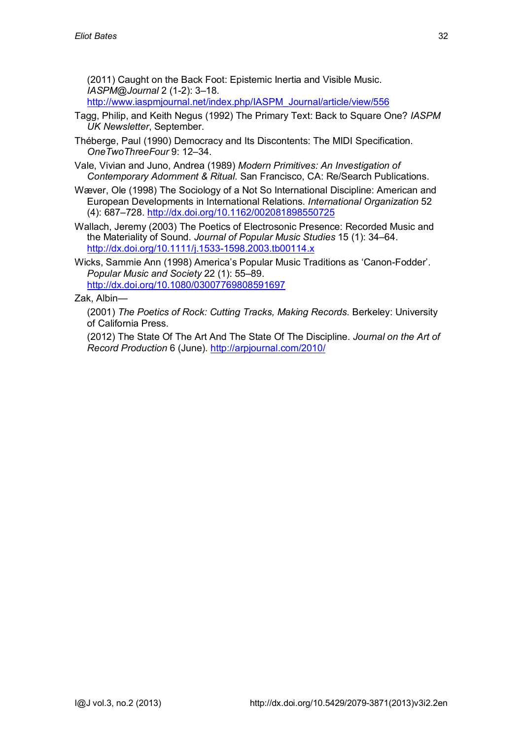(2011) Caught on the Back Foot: Epistemic Inertia and Visible Music. *IASPM@Journal* 2 (1-2): 3–18. http://www.iaspmjournal.net/index.php/IASPM_Journal/article/view/556

Tagg, Philip, and Keith Negus (1992) The Primary Text: Back to Square One? *IASPM UK Newsletter*, September.

Théberge, Paul (1990) Democracy and Its Discontents: The MIDI Specification. *OneTwoThreeFour* 9: 12–34.

Vale, Vivian and Juno, Andrea (1989) *Modern Primitives: An Investigation of Contemporary Adornment & Ritual.* San Francisco, CA: Re/Search Publications.

Wæver, Ole (1998) The Sociology of a Not So International Discipline: American and European Developments in International Relations. *International Organization* 52 (4): 687–728. http://dx.doi.org/10.1162/002081898550725

Wallach, Jeremy (2003) The Poetics of Electrosonic Presence: Recorded Music and the Materiality of Sound. *Journal of Popular Music Studies* 15 (1): 34–64. http://dx.doi.org/10.1111/j.1533-1598.2003.tb00114.x

Wicks, Sammie Ann (1998) America's Popular Music Traditions as 'Canon-Fodder'. *Popular Music and Society* 22 (1): 55–89. http://dx.doi.org/10.1080/03007769808591697

Zak, Albin—

(2001) *The Poetics of Rock: Cutting Tracks, Making Records*. Berkeley: University of California Press.

(2012) The State Of The Art And The State Of The Discipline. *Journal on the Art of Record Production* 6 (June). http://arpjournal.com/2010/